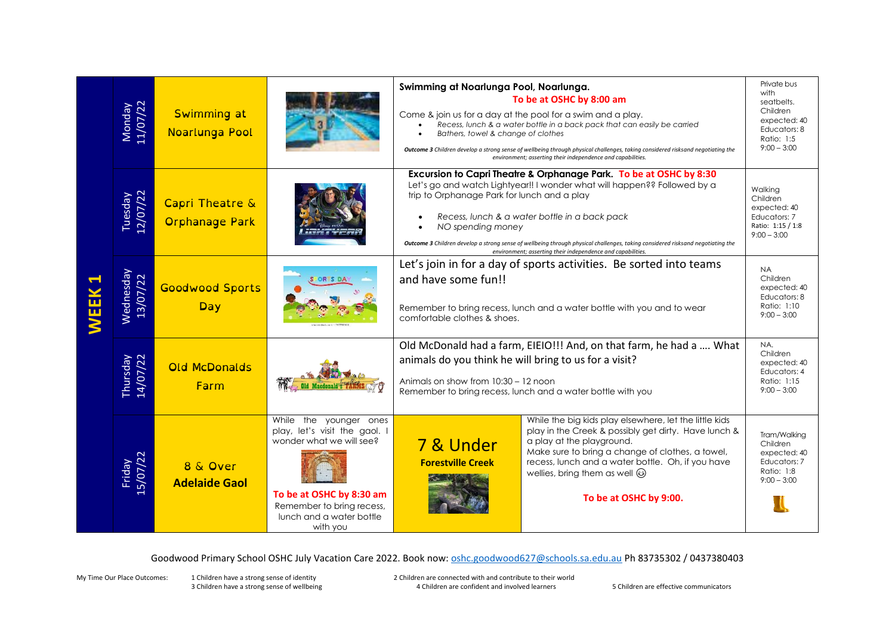| WEEK 1 | Day | Activity | | Details | | Transport / Ratio |
|---|---|---|---|---|---|---|
| | Monday 11/07/22 | Swimming at Noarlunga Pool | | **Swimming at Noarlunga Pool, Noarlunga.** **To be at OSHC by 8:00 am** Come & join us for a day at the pool for a swim and a play. <br>• *Recess, lunch & a water bottle in a back pack that can easily be carried* <br>• *Bathers, towel & change of clothes* <br>***Outcome 3*** *Children develop a strong sense of wellbeing through physical challenges, taking considered risksand negotiating the environment; asserting their independence and capabilities.* | | Private bus with seatbelts. Children expected: 40 Educators: 8 Ratio: 1:5 9:00 – 3:00 |
| | Tuesday 12/07/22 | Capri Theatre & Orphanage Park | | **Excursion to Capri Theatre & Orphanage Park.** **To be at OSHC by 8:30** Let's go and watch Lightyear!! I wonder what will happen?? Followed by a trip to Orphanage Park for lunch and a play <br>• *Recess, lunch & a water bottle in a back pack* <br>• *NO spending money* <br>***Outcome 3*** *Children develop a strong sense of wellbeing through physical challenges, taking considered risksand negotiating the environment; asserting their independence and capabilities.* | | Walking Children expected: 40 Educators: 7 Ratio: 1:15 / 1:8 9:00 – 3:00 |
| | Wednesday 13/07/22 | Goodwood Sports Day | | Let's join in for a day of sports activities. Be sorted into teams and have some fun!! Remember to bring recess, lunch and a water bottle with you and to wear comfortable clothes & shoes. | | NA Children expected: 40 Educators: 8 Ratio: 1:10 9:00 – 3:00 |
| | Thursday 14/07/22 | Old McDonalds Farm | | Old McDonald had a farm, EIEIO!!! And, on that farm, he had a .... What animals do you think he will bring to us for a visit? Animals on show from 10:30 – 12 noon Remember to bring recess, lunch and a water bottle with you | | NA. Children expected: 40 Educators: 4 Ratio: 1:15 9:00 – 3:00 |
| | Friday 15/07/22 | 8 & Over **Adelaide Gaol** | While the younger ones play, let's visit the gaol. I wonder what we will see? **To be at OSHC by 8:30 am** Remember to bring recess, lunch and a water bottle with you | 7 & Under **Forestville Creek** | While the big kids play elsewhere, let the little kids play in the Creek & possibly get dirty. Have lunch & a play at the playground. Make sure to bring a change of clothes, a towel, recess, lunch and a water bottle. Oh, if you have wellies, bring them as well ☺ **To be at OSHC by 9:00.** | Tram/Walking Children expected: 40 Educators: 7 Ratio: 1:8 9:00 – 3:00 |

Goodwood Primary School OSHC July Vacation Care 2022. Book now: oshc.goodwood627@schools.sa.edu.au Ph 83735302 / 0437380403

My Time Our Place Outcomes:
1 Children have a strong sense of identity
2 Children are connected with and contribute to their world
3 Children have a strong sense of wellbeing
4 Children are confident and involved learners
5 Children are effective communicators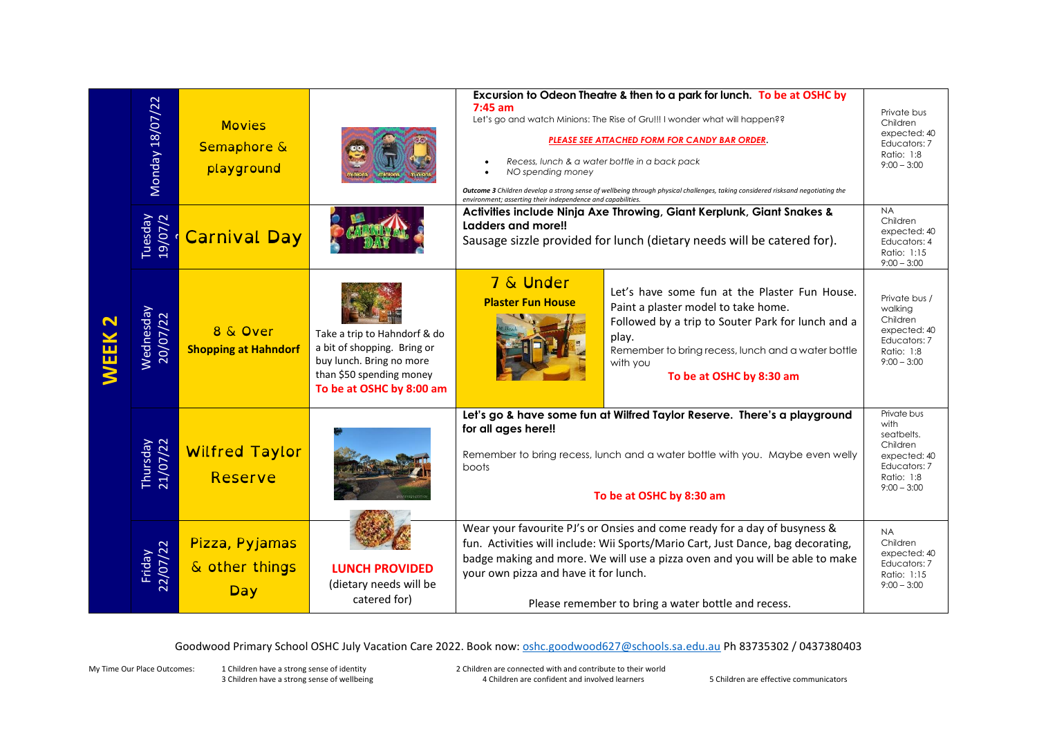| WEEK 2 | Day | Activity | | Details | Info |
|---|---|---|---|---|---|
| | Monday 18/07/22 | Movies Semaphore & playground | | **Excursion to Odeon Theatre & then to a park for lunch. To be at OSHC by 7:45 am** Let's go and watch Minions: The Rise of Gru!!! I wonder what will happen?? ***PLEASE SEE ATTACHED FORM FOR CANDY BAR ORDER.*** <br>• *Recess, lunch & a water bottle in a back pack* <br>• *NO spending money* <br>***Outcome 3*** *Children develop a strong sense of wellbeing through physical challenges, taking considered risksand negotiating the environment; asserting their independence and capabilities.* | Private bus Children expected: 40 Educators: 7 Ratio: 1:8 9:00 – 3:00 |
| | Tuesday 19/07/2 | Carnival Day | | **Activities include Ninja Axe Throwing, Giant Kerplunk, Giant Snakes & Ladders and more!!** Sausage sizzle provided for lunch (dietary needs will be catered for). | NA Children expected: 40 Educators: 4 Ratio: 1:15 9:00 – 3:00 |
| | Wednesday 20/07/22 | 8 & Over **Shopping at Hahndorf** | Take a trip to Hahndorf & do a bit of shopping. Bring or buy lunch. Bring no more than $50 spending money **To be at OSHC by 8:00 am** | 7 & Under **Plaster Fun House** — Let's have some fun at the Plaster Fun House. Paint a plaster model to take home. Followed by a trip to Souter Park for lunch and a play. Remember to bring recess, lunch and a water bottle with you **To be at OSHC by 8:30 am** | Private bus / walking Children expected: 40 Educators: 7 Ratio: 1:8 9:00 – 3:00 |
| | Thursday 21/07/22 | Wilfred Taylor Reserve | | **Let's go & have some fun at Wilfred Taylor Reserve. There's a playground for all ages here!!** Remember to bring recess, lunch and a water bottle with you. Maybe even welly boots **To be at OSHC by 8:30 am** | Private bus with seatbelts. Children expected: 40 Educators: 7 Ratio: 1:8 9:00 – 3:00 |
| | Friday 22/07/22 | Pizza, Pyjamas & other things Day | **LUNCH PROVIDED** (dietary needs will be catered for) | Wear your favourite PJ's or Onsies and come ready for a day of busyness & fun. Activities will include: Wii Sports/Mario Cart, Just Dance, bag decorating, badge making and more. We will use a pizza oven and you will be able to make your own pizza and have it for lunch. Please remember to bring a water bottle and recess. | NA Children expected: 40 Educators: 7 Ratio: 1:15 9:00 – 3:00 |

Goodwood Primary School OSHC July Vacation Care 2022. Book now: oshc.goodwood627@schools.sa.edu.au Ph 83735302 / 0437380403

My Time Our Place Outcomes: 1 Children have a strong sense of identity 2 Children are connected with and contribute to their world 3 Children have a strong sense of wellbeing 4 Children are confident and involved learners 5 Children are effective communicators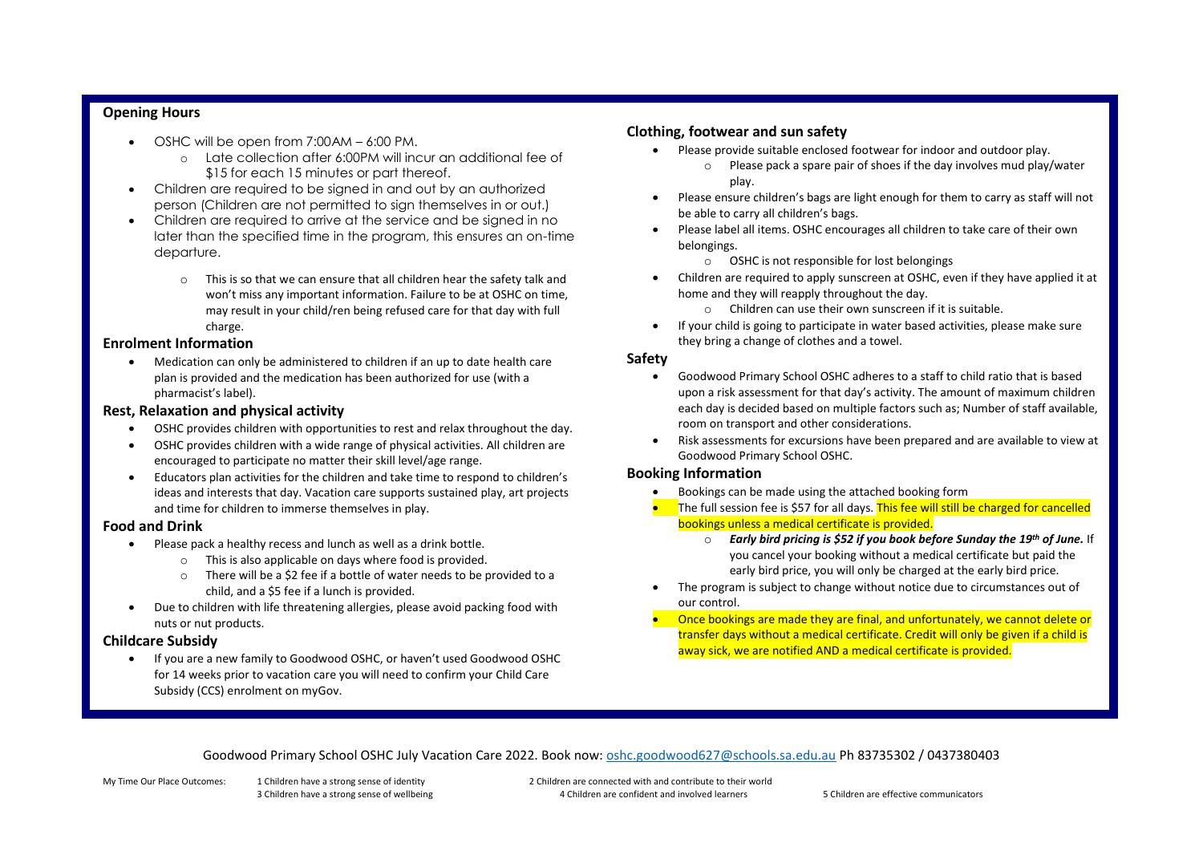## Opening Hours

- OSHC will be open from 7:00AM – 6:00 PM.
  - Late collection after 6:00PM will incur an additional fee of $15 for each 15 minutes or part thereof.
- Children are required to be signed in and out by an authorized person (Children are not permitted to sign themselves in or out.)
- Children are required to arrive at the service and be signed in no later than the specified time in the program, this ensures an on-time departure.
  - This is so that we can ensure that all children hear the safety talk and won't miss any important information. Failure to be at OSHC on time, may result in your child/ren being refused care for that day with full charge.

## Enrolment Information

- Medication can only be administered to children if an up to date health care plan is provided and the medication has been authorized for use (with a pharmacist's label).

## Rest, Relaxation and physical activity

- OSHC provides children with opportunities to rest and relax throughout the day.
- OSHC provides children with a wide range of physical activities. All children are encouraged to participate no matter their skill level/age range.
- Educators plan activities for the children and take time to respond to children's ideas and interests that day. Vacation care supports sustained play, art projects and time for children to immerse themselves in play.

## Food and Drink

- Please pack a healthy recess and lunch as well as a drink bottle.
  - This is also applicable on days where food is provided.
  - There will be a $2 fee if a bottle of water needs to be provided to a child, and a $5 fee if a lunch is provided.
- Due to children with life threatening allergies, please avoid packing food with nuts or nut products.

## Childcare Subsidy

- If you are a new family to Goodwood OSHC, or haven't used Goodwood OSHC for 14 weeks prior to vacation care you will need to confirm your Child Care Subsidy (CCS) enrolment on myGov.

## Clothing, footwear and sun safety

- Please provide suitable enclosed footwear for indoor and outdoor play.
  - Please pack a spare pair of shoes if the day involves mud play/water play.
- Please ensure children's bags are light enough for them to carry as staff will not be able to carry all children's bags.
- Please label all items. OSHC encourages all children to take care of their own belongings.
  - OSHC is not responsible for lost belongings
- Children are required to apply sunscreen at OSHC, even if they have applied it at home and they will reapply throughout the day.
  - Children can use their own sunscreen if it is suitable.
- If your child is going to participate in water based activities, please make sure they bring a change of clothes and a towel.

## Safety

- Goodwood Primary School OSHC adheres to a staff to child ratio that is based upon a risk assessment for that day's activity. The amount of maximum children each day is decided based on multiple factors such as; Number of staff available, room on transport and other considerations.
- Risk assessments for excursions have been prepared and are available to view at Goodwood Primary School OSHC.

## Booking Information

- Bookings can be made using the attached booking form
- The full session fee is $57 for all days. This fee will still be charged for cancelled bookings unless a medical certificate is provided.
  - ***Early bird pricing is $52 if you book before Sunday the 19th of June.*** If you cancel your booking without a medical certificate but paid the early bird price, you will only be charged at the early bird price.
- The program is subject to change without notice due to circumstances out of our control.
- Once bookings are made they are final, and unfortunately, we cannot delete or transfer days without a medical certificate. Credit will only be given if a child is away sick, we are notified AND a medical certificate is provided.

Goodwood Primary School OSHC July Vacation Care 2022. Book now: oshc.goodwood627@schools.sa.edu.au Ph 83735302 / 0437380403

My Time Our Place Outcomes: 1 Children have a strong sense of identity; 2 Children are connected with and contribute to their world; 3 Children have a strong sense of wellbeing; 4 Children are confident and involved learners; 5 Children are effective communicators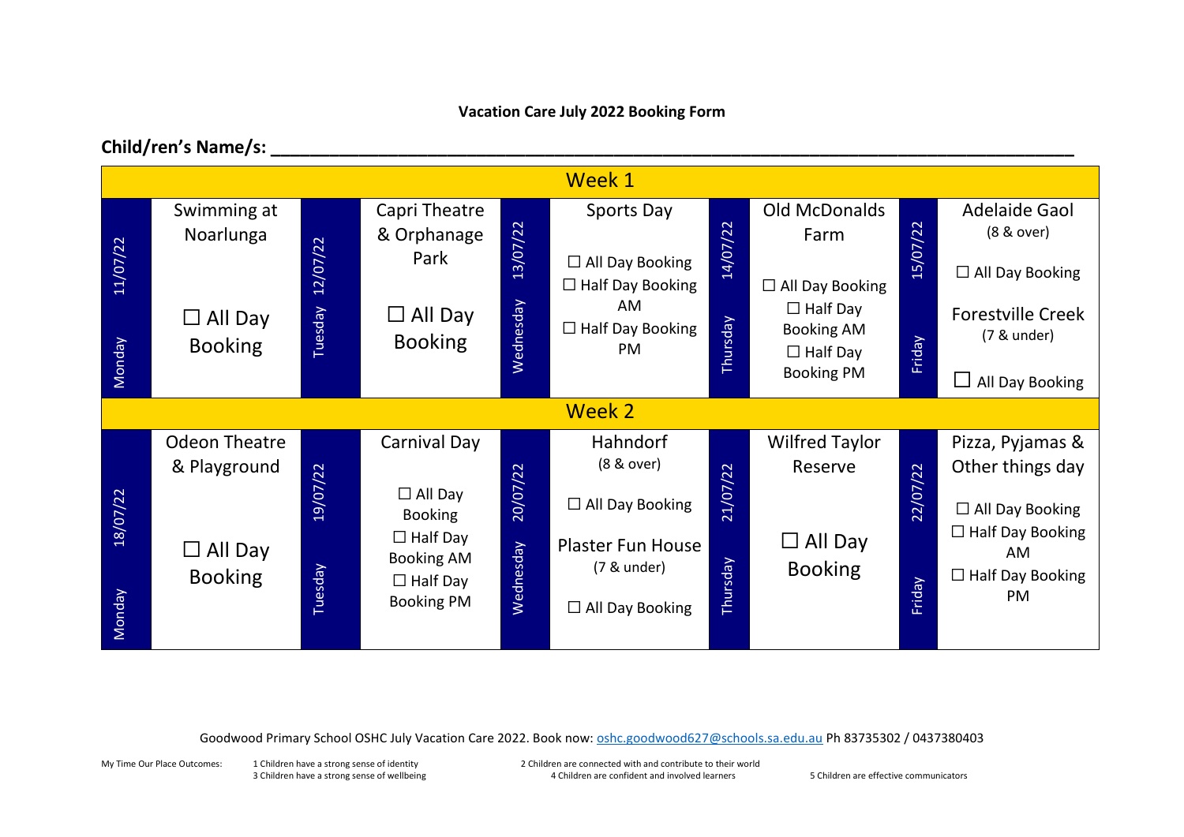**Vacation Care July 2022 Booking Form**

**Child/ren's Name/s: ______________________________________________________________**

| Week 1 | | | | |
|---|---|---|---|---|
| Monday 11/07/22 | Tuesday 12/07/22 | Wednesday 13/07/22 | Thursday 14/07/22 | Friday 15/07/22 |
| Swimming at Noarlunga<br><br>☐ All Day Booking | Capri Theatre & Orphanage Park<br><br>☐ All Day Booking | Sports Day<br><br>☐ All Day Booking<br>☐ Half Day Booking AM<br>☐ Half Day Booking PM | Old McDonalds Farm<br><br>☐ All Day Booking<br>☐ Half Day Booking AM<br>☐ Half Day Booking PM | Adelaide Gaol (8 & over)<br><br>☐ All Day Booking<br><br>Forestville Creek (7 & under)<br><br>☐ All Day Booking |

| Week 2 | | | | |
|---|---|---|---|---|
| Monday 18/07/22 | Tuesday 19/07/22 | Wednesday 20/07/22 | Thursday 21/07/22 | Friday 22/07/22 |
| Odeon Theatre & Playground<br><br>☐ All Day Booking | Carnival Day<br><br>☐ All Day Booking<br>☐ Half Day Booking AM<br>☐ Half Day Booking PM | Hahndorf (8 & over)<br><br>☐ All Day Booking<br><br>Plaster Fun House (7 & under)<br><br>☐ All Day Booking | Wilfred Taylor Reserve<br><br>☐ All Day Booking | Pizza, Pyjamas & Other things day<br><br>☐ All Day Booking<br>☐ Half Day Booking AM<br>☐ Half Day Booking PM |

Goodwood Primary School OSHC July Vacation Care 2022. Book now: oshc.goodwood627@schools.sa.edu.au Ph 83735302 / 0437380403

My Time Our Place Outcomes:
1 Children have a strong sense of identity
2 Children are connected with and contribute to their world
3 Children have a strong sense of wellbeing
4 Children are confident and involved learners
5 Children are effective communicators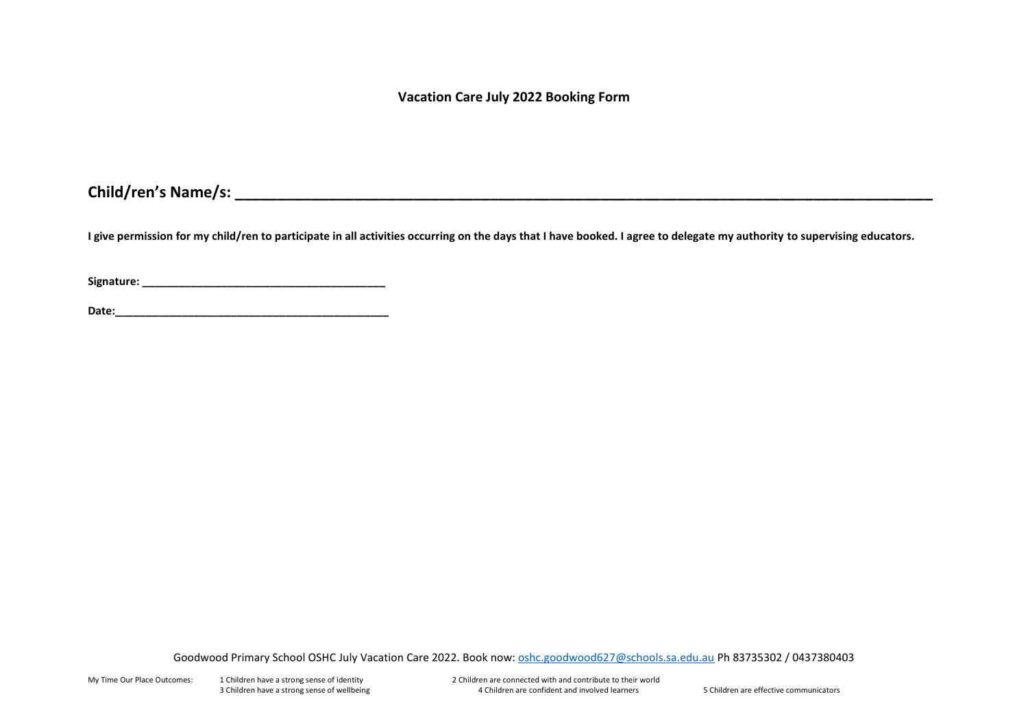**Vacation Care July 2022 Booking Form**

**Child/ren's Name/s: ______________________________________________________________________________________**

**I give permission for my child/ren to participate in all activities occurring on the days that I have booked. I agree to delegate my authority to supervising educators.**

**Signature: ________________________________________**

**Date:______________________________________________**

Goodwood Primary School OSHC July Vacation Care 2022. Book now: oshc.goodwood627@schools.sa.edu.au Ph 83735302 / 0437380403

My Time Our Place Outcomes: 1 Children have a strong sense of identity 2 Children are connected with and contribute to their world 3 Children have a strong sense of wellbeing 4 Children are confident and involved learners 5 Children are effective communicators